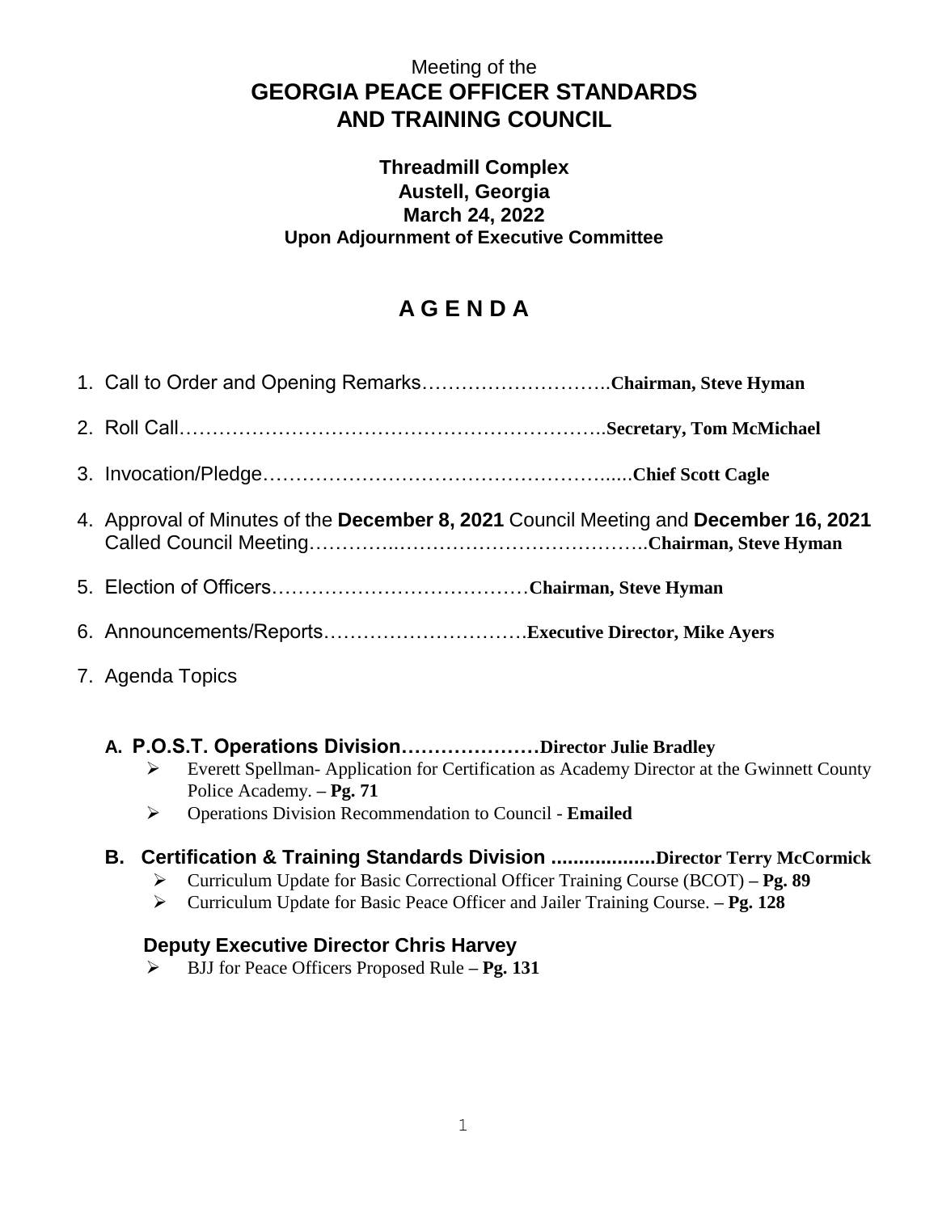Meeting of the

# GEORGIA PEACE OFFICER STANDARDS AND TRAINING COUNCIL

**Threadmill Complex**
**Austell, Georgia**
**March 24, 2022**
**Upon Adjournment of Executive Committee**

## A G E N D A

1. Call to Order and Opening Remarks……………………….**Chairman, Steve Hyman**

2. Roll Call……………………………………………………….**Secretary, Tom McMichael**

3. Invocation/Pledge……………………………………………..…**Chief Scott Cagle**

4. Approval of Minutes of the **December 8, 2021** Council Meeting and **December 16, 2021** Called Council Meeting…………..……………………………….**Chairman, Steve Hyman**

5. Election of Officers…………………………………**Chairman, Steve Hyman**

6. Announcements/Reports………………………….**Executive Director, Mike Ayers**

7. Agenda Topics

### A. P.O.S.T. Operations Division…………………Director Julie Bradley

- Everett Spellman- Application for Certification as Academy Director at the Gwinnett County Police Academy. – **Pg. 71**
- Operations Division Recommendation to Council - **Emailed**

### B. Certification & Training Standards Division ...................Director Terry McCormick

- Curriculum Update for Basic Correctional Officer Training Course (BCOT) – **Pg. 89**
- Curriculum Update for Basic Peace Officer and Jailer Training Course. – **Pg. 128**

### Deputy Executive Director Chris Harvey

- BJJ for Peace Officers Proposed Rule – **Pg. 131**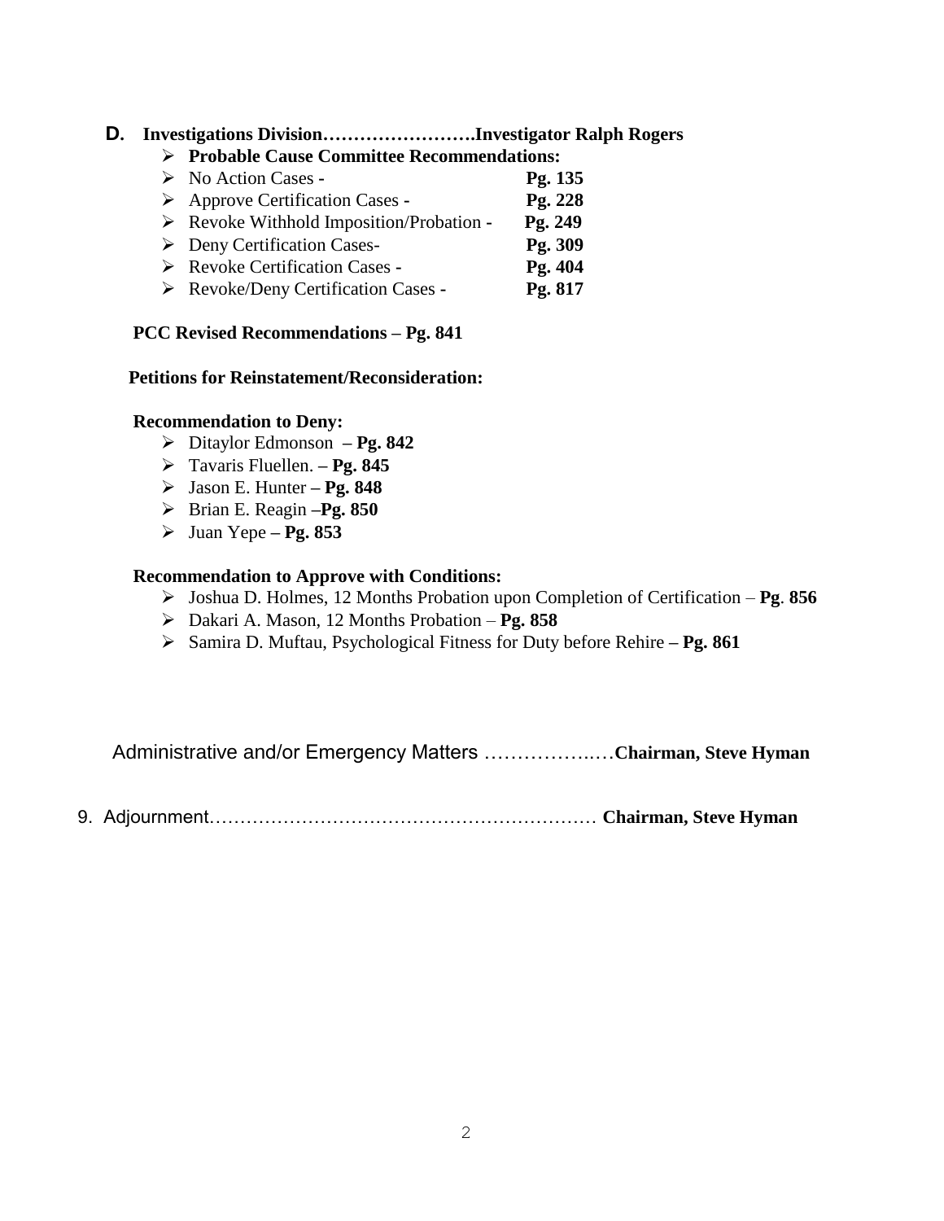**D. Investigations Division…………………….Investigator Ralph Rogers**

- **Probable Cause Committee Recommendations:**
- No Action Cases - **Pg. 135**
- Approve Certification Cases - **Pg. 228**
- Revoke Withhold Imposition/Probation - **Pg. 249**
- Deny Certification Cases- **Pg. 309**
- Revoke Certification Cases - **Pg. 404**
- Revoke/Deny Certification Cases - **Pg. 817**

**PCC Revised Recommendations – Pg. 841**

**Petitions for Reinstatement/Reconsideration:**

**Recommendation to Deny:**

- Ditaylor Edmonson **– Pg. 842**
- Tavaris Fluellen. **– Pg. 845**
- Jason E. Hunter **– Pg. 848**
- Brian E. Reagin **–Pg. 850**
- Juan Yepe **– Pg. 853**

**Recommendation to Approve with Conditions:**

- Joshua D. Holmes, 12 Months Probation upon Completion of Certification – **Pg**. **856**
- Dakari A. Mason, 12 Months Probation – **Pg. 858**
- Samira D. Muftau, Psychological Fitness for Duty before Rehire **– Pg. 861**

Administrative and/or Emergency Matters ……………..…**Chairman, Steve Hyman**

9. Adjournment……………………………………………………… **Chairman, Steve Hyman**